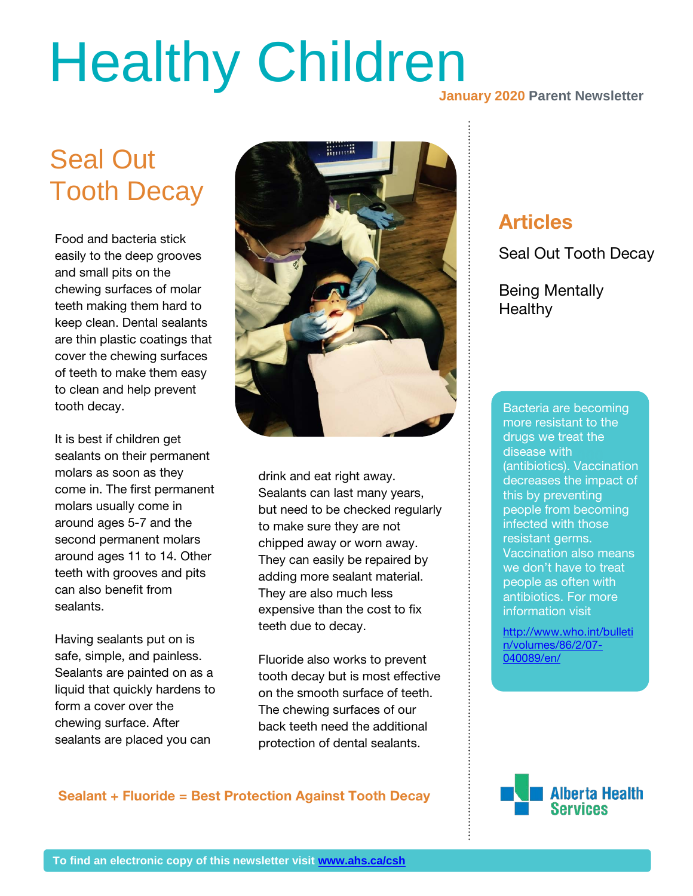# Healthy Children

**January 2020 Parent Newsletter**

## Seal Out Tooth Decay

Food and bacteria stick easily to the deep grooves and small pits on the chewing surfaces of molar teeth making them hard to keep clean. Dental sealants are thin plastic coatings that cover the chewing surfaces of teeth to make them easy to clean and help prevent tooth decay.

It is best if children get sealants on their permanent molars as soon as they come in. The first permanent molars usually come in around ages 5-7 and the second permanent molars around ages 11 to 14. Other teeth with grooves and pits can also benefit from sealants.

Having sealants put on is safe, simple, and painless. Sealants are painted on as a liquid that quickly hardens to form a cover over the chewing surface. After sealants are placed you can drink and eat right away. Sealants can last many years, but need to be checked regularly to make sure they are not chipped away or worn away. They can easily be repaired by adding more sealant material. They are also much less expensive than the cost to fix teeth due to decay.

Fluoride also works to prevent tooth decay but is most effective on the smooth surface of teeth. The chewing surfaces of our back teeth need the additional protection of dental sealants.

**Sealant + Fluoride = Best Protection Against Tooth Decay**

## Articles

Seal Out Tooth Decay

Being Mentally Healthy

Bacteria are becoming more resistant to the drugs we treat the disease with (antibiotics). Vaccination decreases the impact of this by preventing people from becoming infected with those resistant germs. Vaccination also means we don't have to treat people as often with antibiotics. For more information visit

http://www.who.int/bulletin/volumes/86/2/07-040089/en/

Alberta Health Services

**To find an electronic copy of this newsletter visit www.ahs.ca/csh**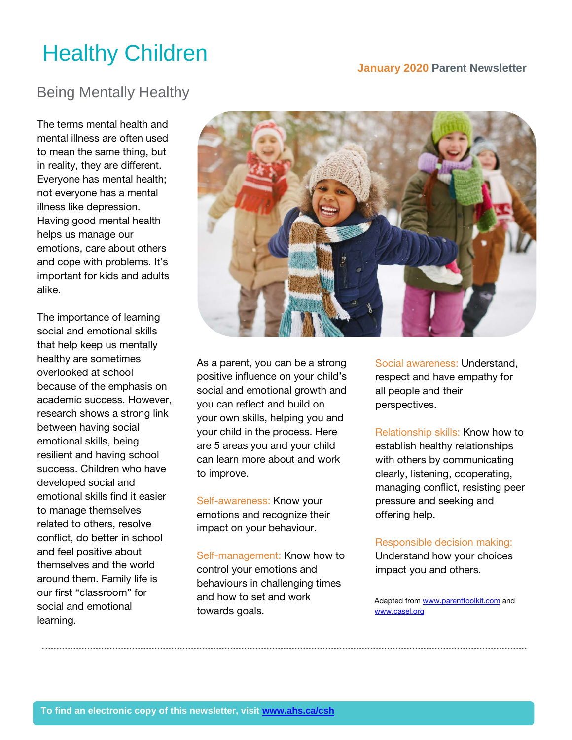# Healthy Children

**January 2020 Parent Newsletter**

## Being Mentally Healthy

The terms mental health and mental illness are often used to mean the same thing, but in reality, they are different. Everyone has mental health; not everyone has a mental illness like depression. Having good mental health helps us manage our emotions, care about others and cope with problems. It's important for kids and adults alike.

The importance of learning social and emotional skills that help keep us mentally healthy are sometimes overlooked at school because of the emphasis on academic success. However, research shows a strong link between having social emotional skills, being resilient and having school success. Children who have developed social and emotional skills find it easier to manage themselves related to others, resolve conflict, do better in school and feel positive about themselves and the world around them. Family life is our first "classroom" for social and emotional learning.

As a parent, you can be a strong positive influence on your child's social and emotional growth and you can reflect and build on your own skills, helping you and your child in the process. Here are 5 areas you and your child can learn more about and work to improve.

Self-awareness: Know your emotions and recognize their impact on your behaviour.

Self-management: Know how to control your emotions and behaviours in challenging times and how to set and work towards goals.

Social awareness: Understand, respect and have empathy for all people and their perspectives.

Relationship skills: Know how to establish healthy relationships with others by communicating clearly, listening, cooperating, managing conflict, resisting peer pressure and seeking and offering help.

Responsible decision making: Understand how your choices impact you and others.

Adapted from www.parenttoolkit.com and www.casel.org

**To find an electronic copy of this newsletter, visit www.ahs.ca/csh**